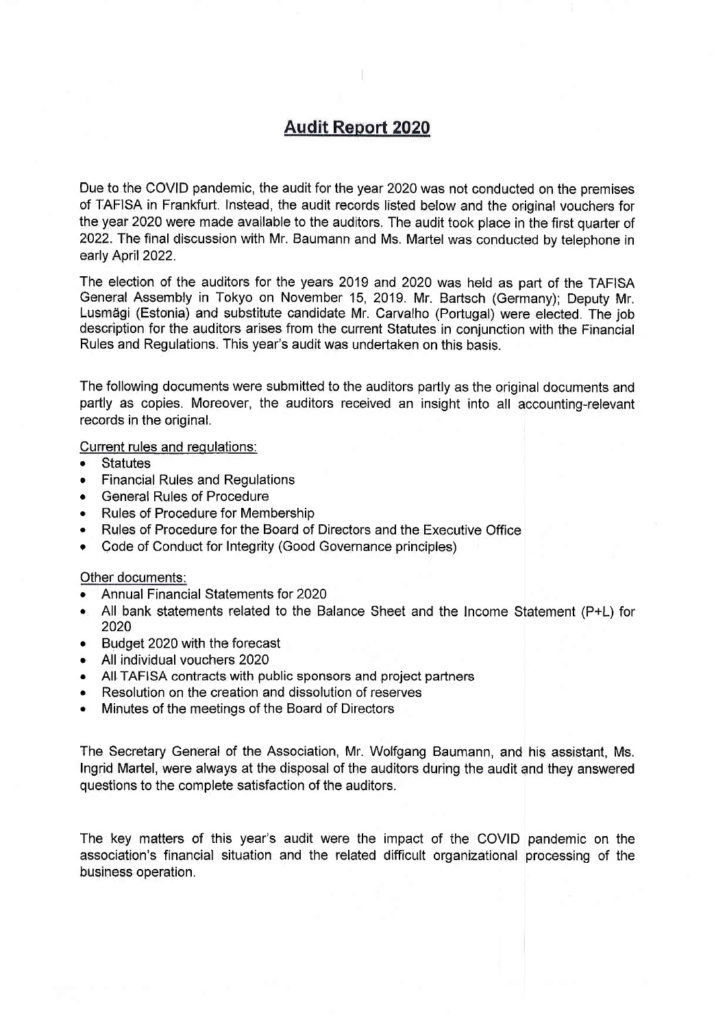# Audit Report 2020

Due to the COVID pandemic, the audit for the year 2020 was not conducted on the premises of TAFISA in Frankfurt. Instead, the audit records listed below and the original vouchers for the year 2020 were made available to the auditors. The audit took place in the first quarter of 2022. The final discussion with Mr. Baumann and Ms. Martel was conducted by telephone in early April 2022.

The election of the auditors for the years 2019 and 2020 was held as part of the TAFISA General Assembly in Tokyo on November 15, 2019. Mr. Bartsch (Germany); Deputy Mr. Lusmägi (Estonia) and substitute candidate Mr. Carvalho (Portugal) were elected. The job description for the auditors arises from the current Statutes in conjunction with the Financial Rules and Regulations. This year's audit was undertaken on this basis.

The following documents were submitted to the auditors partly as the original documents and partly as copies. Moreover, the auditors received an insight into all accounting-relevant records in the original.

Current rules and regulations:

- Statutes
- Financial Rules and Regulations
- General Rules of Procedure
- Rules of Procedure for Membership
- Rules of Procedure for the Board of Directors and the Executive Office
- Code of Conduct for Integrity (Good Governance principles)

Other documents:

- Annual Financial Statements for 2020
- All bank statements related to the Balance Sheet and the Income Statement (P+L) for 2020
- Budget 2020 with the forecast
- All individual vouchers 2020
- All TAFISA contracts with public sponsors and project partners
- Resolution on the creation and dissolution of reserves
- Minutes of the meetings of the Board of Directors

The Secretary General of the Association, Mr. Wolfgang Baumann, and his assistant, Ms. Ingrid Martel, were always at the disposal of the auditors during the audit and they answered questions to the complete satisfaction of the auditors.

The key matters of this year's audit were the impact of the COVID pandemic on the association's financial situation and the related difficult organizational processing of the business operation.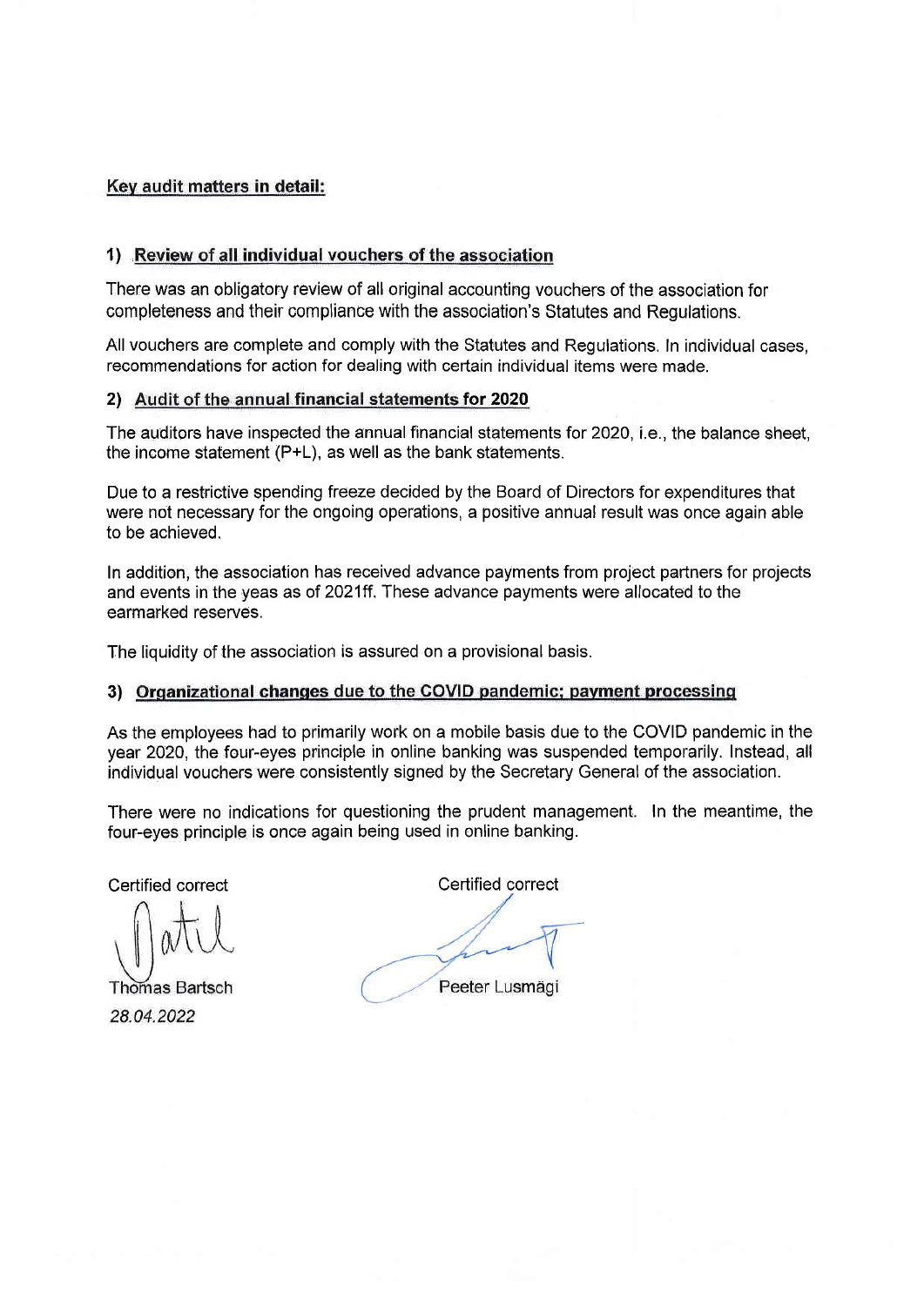**Key audit matters in detail:**

## 1) Review of all individual vouchers of the association

There was an obligatory review of all original accounting vouchers of the association for completeness and their compliance with the association's Statutes and Regulations.

All vouchers are complete and comply with the Statutes and Regulations. In individual cases, recommendations for action for dealing with certain individual items were made.

## 2) Audit of the annual financial statements for 2020

The auditors have inspected the annual financial statements for 2020, i.e., the balance sheet, the income statement (P+L), as well as the bank statements.

Due to a restrictive spending freeze decided by the Board of Directors for expenditures that were not necessary for the ongoing operations, a positive annual result was once again able to be achieved.

In addition, the association has received advance payments from project partners for projects and events in the yeas as of 2021ff. These advance payments were allocated to the earmarked reserves.

The liquidity of the association is assured on a provisional basis.

## 3) Organizational changes due to the COVID pandemic; payment processing

As the employees had to primarily work on a mobile basis due to the COVID pandemic in the year 2020, the four-eyes principle in online banking was suspended temporarily. Instead, all individual vouchers were consistently signed by the Secretary General of the association.

There were no indications for questioning the prudent management. In the meantime, the four-eyes principle is once again being used in online banking.

Certified correct

Thomas Bartsch

*28.04.2022*

Certified correct

Peeter Lusmägi